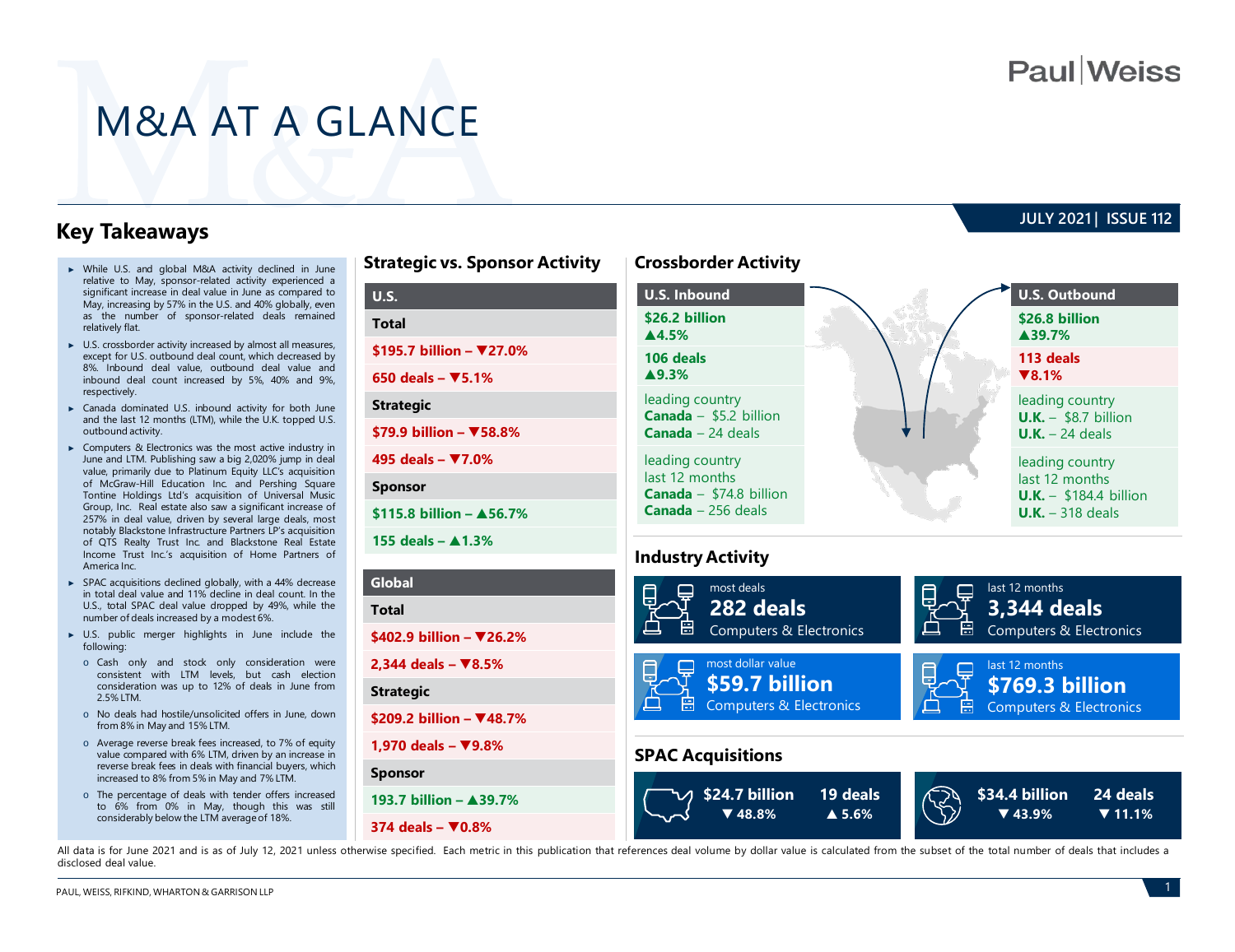# M&A AT A GLANCE

JULY 2021 | ISSUE 112

## Key Takeaways

- While U.S. and global M&A activity declined in June relative to May, sponsor-related activity experienced a significant increase in deal value in June as compared to May, increasing by 57% in the U.S. and 40% globally, even as the number of sponsor-related deals remained relatively flat.
- U.S. crossborder activity increased by almost all measures, except for U.S. outbound deal count, which decreased by 8%. Inbound deal value, outbound deal value and inbound deal count increased by 5%, 40% and 9%, respectively.
- Canada dominated U.S. inbound activity for both June and the last 12 months (LTM), while the U.K. topped U.S. outbound activity.
- Computers & Electronics was the most active industry in June and LTM. Publishing saw a big 2,020% jump in deal value, primarily due to Platinum Equity LLC's acquisition of McGraw-Hill Education Inc. and Pershing Square Tontine Holdings Ltd's acquisition of Universal Music Group, Inc. Real estate also saw a significant increase of 257% in deal value, driven by several large deals, most notably Blackstone Infrastructure Partners LP's acquisition of QTS Realty Trust Inc. and Blackstone Real Estate Income Trust Inc.'s acquisition of Home Partners of America Inc.
- SPAC acquisitions declined globally, with a 44% decrease in total deal value and 11% decline in deal count. In the U.S., total SPAC deal value dropped by 49%, while the number of deals increased by a modest 6%.
- U.S. public merger highlights in June include the following:
  - Cash only and stock only consideration were consistent with LTM levels, but cash election consideration was up to 12% of deals in June from 2.5% LTM.
  - No deals had hostile/unsolicited offers in June, down from 8% in May and 15% LTM.
  - Average reverse break fees increased, to 7% of equity value compared with 6% LTM, driven by an increase in reverse break fees in deals with financial buyers, which increased to 8% from 5% in May and 7% LTM.
  - The percentage of deals with tender offers increased to 6% from 0% in May, though this was still considerably below the LTM average of 18%.

## Strategic vs. Sponsor Activity

| U.S. |
|---|
| **Total** |
| $195.7 billion – ▼27.0% |
| 650 deals – ▼5.1% |
| **Strategic** |
| $79.9 billion – ▼58.8% |
| 495 deals – ▼7.0% |
| **Sponsor** |
| $115.8 billion – ▲56.7% |
| 155 deals – ▲1.3% |

| Global |
|---|
| **Total** |
| $402.9 billion – ▼26.2% |
| 2,344 deals – ▼8.5% |
| **Strategic** |
| $209.2 billion – ▼48.7% |
| 1,970 deals – ▼9.8% |
| **Sponsor** |
| 193.7 billion – ▲39.7% |
| 374 deals – ▼0.8% |

## Crossborder Activity

| U.S. Inbound | U.S. Outbound |
|---|---|
| $26.2 billion ▲4.5% | $26.8 billion ▲39.7% |
| 106 deals ▲9.3% | 113 deals ▼8.1% |
| leading country **Canada** – $5.2 billion **Canada** – 24 deals | leading country **U.K.** – $8.7 billion **U.K.** – 24 deals |
| leading country last 12 months **Canada** – $74.8 billion **Canada** – 256 deals | leading country last 12 months **U.K.** – $184.4 billion **U.K.** – 318 deals |

## Industry Activity

- most deals: **282 deals** — Computers & Electronics
- last 12 months: **3,344 deals** — Computers & Electronics
- most dollar value: **$59.7 billion** — Computers & Electronics
- last 12 months: **$769.3 billion** — Computers & Electronics

## SPAC Acquisitions

| | Value | Deals |
|---|---|---|
| U.S. | $24.7 billion ▼48.8% | 19 deals ▲5.6% |
| Global | $34.4 billion ▼43.9% | 24 deals ▼11.1% |

All data is for June 2021 and is as of July 12, 2021 unless otherwise specified. Each metric in this publication that references deal volume by dollar value is calculated from the subset of the total number of deals that includes a disclosed deal value.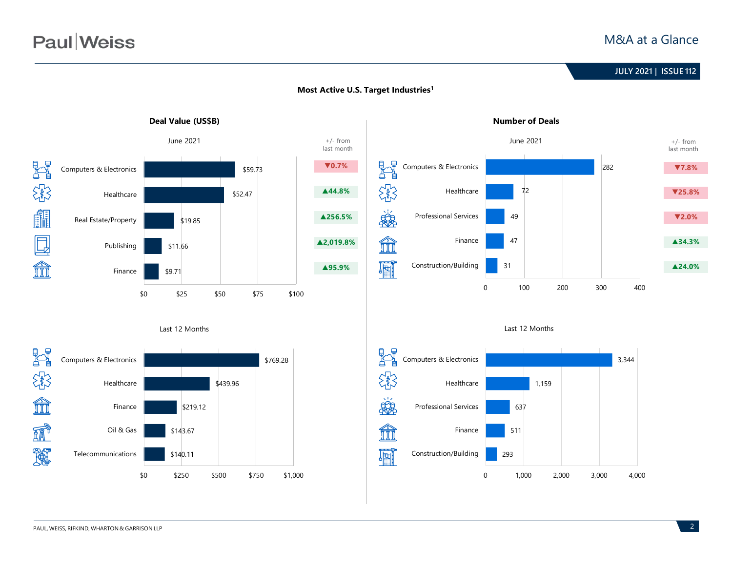## Most Active U.S. Target Industries[1]

### Deal Value (US$B)

**June 2021**

| Industry | Deal Value | +/- from last month |
|---|---|---|
| Computers & Electronics | $59.73 | ▼0.7% |
| Healthcare | $52.47 | ▲44.8% |
| Real Estate/Property | $19.85 | ▲256.5% |
| Publishing | $11.66 | ▲2,019.8% |
| Finance | $9.71 | ▲95.9% |

**Last 12 Months**

| Industry | Deal Value |
|---|---|
| Computers & Electronics | $769.28 |
| Healthcare | $439.96 |
| Finance | $219.12 |
| Oil & Gas | $143.67 |
| Telecommunications | $140.11 |

### Number of Deals

**June 2021**

| Industry | Number of Deals | +/- from last month |
|---|---|---|
| Computers & Electronics | 282 | ▼7.8% |
| Healthcare | 72 | ▼25.8% |
| Professional Services | 49 | ▼2.0% |
| Finance | 47 | ▲34.3% |
| Construction/Building | 31 | ▲24.0% |

**Last 12 Months**

| Industry | Number of Deals |
|---|---|
| Computers & Electronics | 3,344 |
| Healthcare | 1,159 |
| Professional Services | 637 |
| Finance | 511 |
| Construction/Building | 293 |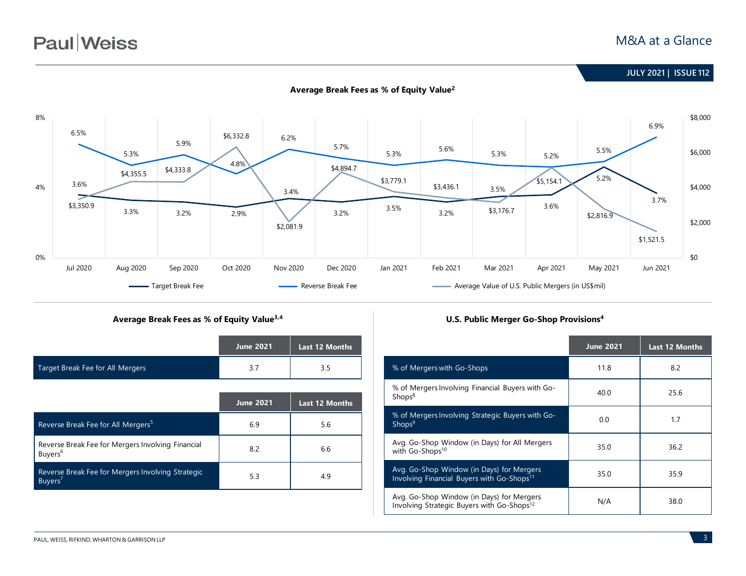### Average Break Fees as % of Equity Value[2]

| Month | Target Break Fee | Reverse Break Fee | Average Value of U.S. Public Mergers (in US$mil) |
|---|---|---|---|
| Jul 2020 | 3.6% | 6.5% | $3,350.9 |
| Aug 2020 | 3.3% | 5.3% | $4,355.5 |
| Sep 2020 | 3.2% | 5.9% | $4,333.8 |
| Oct 2020 | 2.9% | 4.8% | $6,332.8 |
| Nov 2020 | 3.4% | 6.2% | $2,081.9 |
| Dec 2020 | 3.2% | 5.7% | $4,894.7 |
| Jan 2021 | 3.5% | 5.3% | $3,779.1 |
| Feb 2021 | 3.2% | 5.6% | $3,436.1 |
| Mar 2021 | 3.5% | 5.3% | $3,176.7 |
| Apr 2021 | 3.6% | 5.2% | $5,154.1 |
| May 2021 | 5.2% | 5.5% | $2,816.9 |
| Jun 2021 | 3.7% | 6.9% | $1,521.5 |

### Average Break Fees as % of Equity Value[3,4]

| | June 2021 | Last 12 Months |
|---|---|---|
| Target Break Fee for All Mergers | 3.7 | 3.5 |

| | June 2021 | Last 12 Months |
|---|---|---|
| Reverse Break Fee for All Mergers[5] | 6.9 | 5.6 |
| Reverse Break Fee for Mergers Involving Financial Buyers[6] | 8.2 | 6.6 |
| Reverse Break Fee for Mergers Involving Strategic Buyers[7] | 5.3 | 4.9 |

### U.S. Public Merger Go-Shop Provisions[4]

| | June 2021 | Last 12 Months |
|---|---|---|
| % of Mergers with Go-Shops | 11.8 | 8.2 |
| % of Mergers Involving Financial Buyers with Go-Shops[8] | 40.0 | 25.6 |
| % of Mergers Involving Strategic Buyers with Go-Shops[9] | 0.0 | 1.7 |
| Avg. Go-Shop Window (in Days) for All Mergers with Go-Shops[10] | 35.0 | 36.2 |
| Avg. Go-Shop Window (in Days) for Mergers Involving Financial Buyers with Go-Shops[11] | 35.0 | 35.9 |
| Avg. Go-Shop Window (in Days) for Mergers Involving Strategic Buyers with Go-Shops[12] | N/A | 38.0 |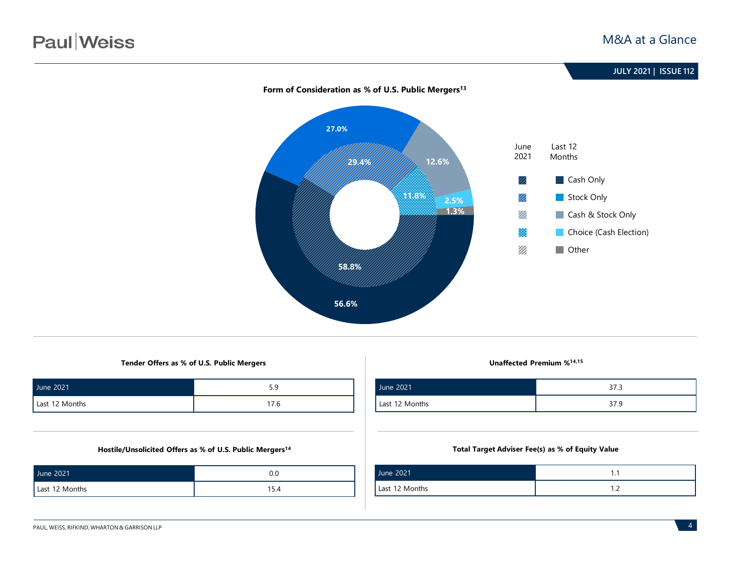**Form of Consideration as % of U.S. Public Mergers[13]**

| | June 2021 | Last 12 Months |
|---|---|---|
| Cash Only | 58.8% | 56.6% |
| Stock Only | 29.4% | 27.0% |
| Cash & Stock Only | | 12.6% |
| Choice (Cash Election) | 11.8% | 2.5% |
| Other | | 1.3% |

**Tender Offers as % of U.S. Public Mergers**

| | |
|---|---|
| June 2021 | 5.9 |
| Last 12 Months | 17.6 |

**Unaffected Premium %[14,15]**

| | |
|---|---|
| June 2021 | 37.3 |
| Last 12 Months | 37.9 |

**Hostile/Unsolicited Offers as % of U.S. Public Mergers[14]**

| | |
|---|---|
| June 2021 | 0.0 |
| Last 12 Months | 15.4 |

**Total Target Adviser Fee(s) as % of Equity Value**

| | |
|---|---|
| June 2021 | 1.1 |
| Last 12 Months | 1.2 |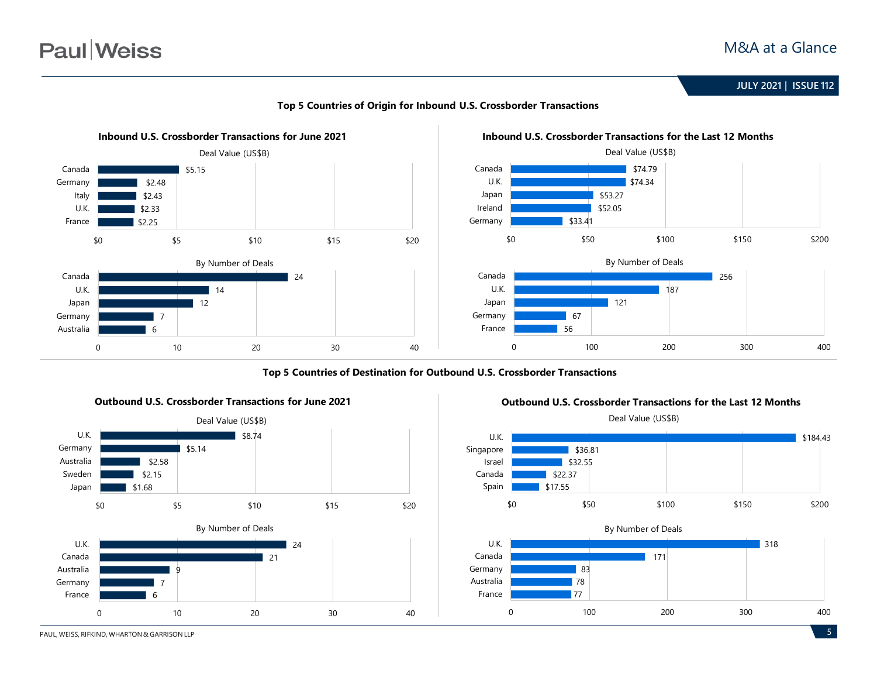## Top 5 Countries of Origin for Inbound U.S. Crossborder Transactions

### Inbound U.S. Crossborder Transactions for June 2021

**Deal Value (US$B)**

| Country | Deal Value (US$B) |
|---|---|
| Canada | $5.15 |
| Germany | $2.48 |
| Italy | $2.43 |
| U.K. | $2.33 |
| France | $2.25 |

**By Number of Deals**

| Country | Number of Deals |
|---|---|
| Canada | 24 |
| U.K. | 14 |
| Japan | 12 |
| Germany | 7 |
| Australia | 6 |

### Inbound U.S. Crossborder Transactions for the Last 12 Months

**Deal Value (US$B)**

| Country | Deal Value (US$B) |
|---|---|
| Canada | $74.79 |
| U.K. | $74.34 |
| Japan | $53.27 |
| Ireland | $52.05 |
| Germany | $33.41 |

**By Number of Deals**

| Country | Number of Deals |
|---|---|
| Canada | 256 |
| U.K. | 187 |
| Japan | 121 |
| Germany | 67 |
| France | 56 |

## Top 5 Countries of Destination for Outbound U.S. Crossborder Transactions

### Outbound U.S. Crossborder Transactions for June 2021

**Deal Value (US$B)**

| Country | Deal Value (US$B) |
|---|---|
| U.K. | $8.74 |
| Germany | $5.14 |
| Australia | $2.58 |
| Sweden | $2.15 |
| Japan | $1.68 |

**By Number of Deals**

| Country | Number of Deals |
|---|---|
| U.K. | 24 |
| Canada | 21 |
| Australia | 9 |
| Germany | 7 |
| France | 6 |

### Outbound U.S. Crossborder Transactions for the Last 12 Months

**Deal Value (US$B)**

| Country | Deal Value (US$B) |
|---|---|
| U.K. | $184.43 |
| Singapore | $36.81 |
| Israel | $32.55 |
| Canada | $22.37 |
| Spain | $17.55 |

**By Number of Deals**

| Country | Number of Deals |
|---|---|
| U.K. | 318 |
| Canada | 171 |
| Germany | 83 |
| Australia | 78 |
| France | 77 |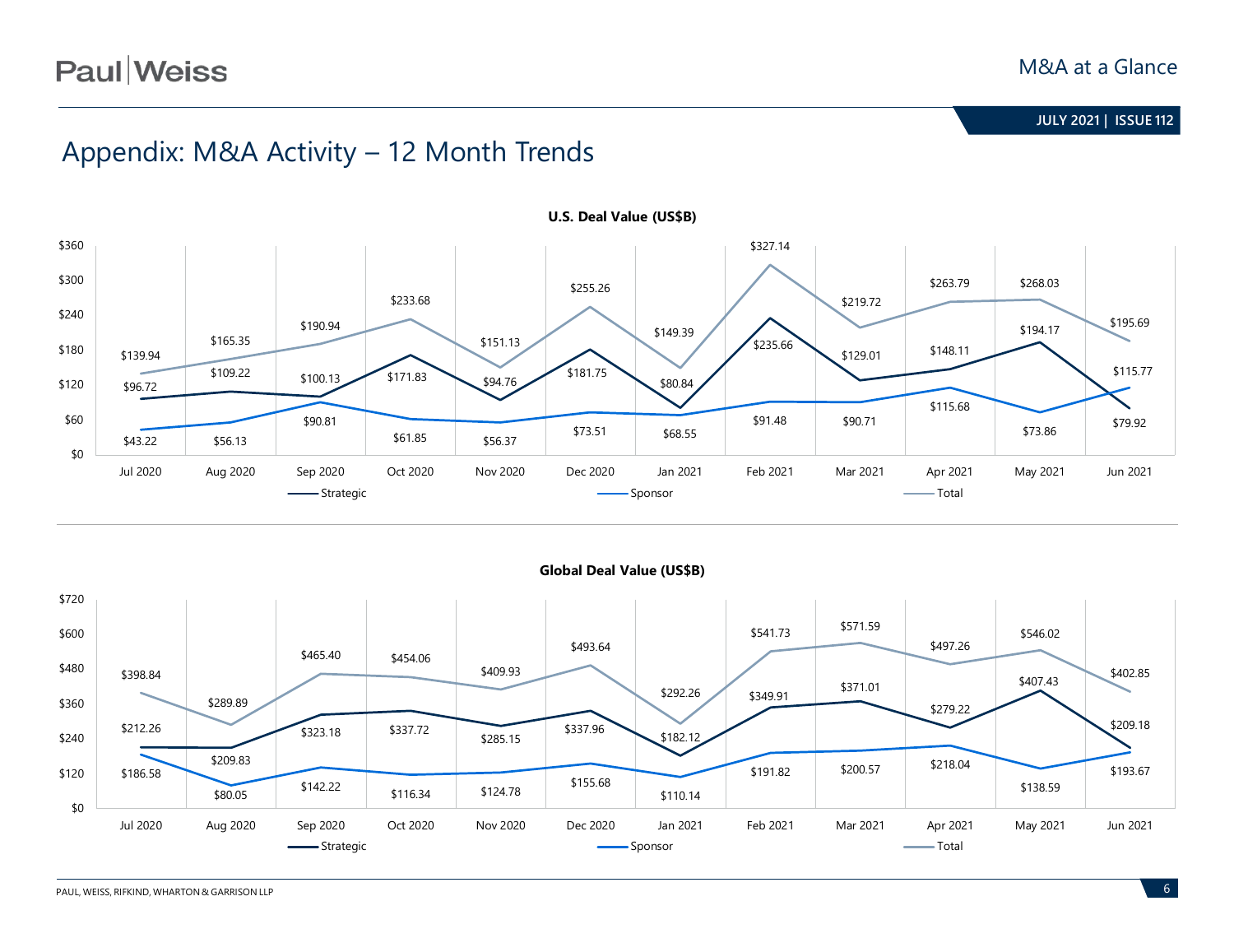# Appendix: M&A Activity – 12 Month Trends

**U.S. Deal Value (US$B)**

| | Jul 2020 | Aug 2020 | Sep 2020 | Oct 2020 | Nov 2020 | Dec 2020 | Jan 2021 | Feb 2021 | Mar 2021 | Apr 2021 | May 2021 | Jun 2021 |
|---|---|---|---|---|---|---|---|---|---|---|---|---|
| Strategic | $96.72 | $109.22 | $100.13 | $171.83 | $94.76 | $181.75 | $80.84 | $235.66 | $129.01 | $148.11 | $194.17 | $79.92 |
| Sponsor | $43.22 | $56.13 | $90.81 | $61.85 | $56.37 | $73.51 | $68.55 | $91.48 | $90.71 | $115.68 | $73.86 | $115.77 |
| Total | $139.94 | $165.35 | $190.94 | $233.68 | $151.13 | $255.26 | $149.39 | $327.14 | $219.72 | $263.79 | $268.03 | $195.69 |

**Global Deal Value (US$B)**

| | Jul 2020 | Aug 2020 | Sep 2020 | Oct 2020 | Nov 2020 | Dec 2020 | Jan 2021 | Feb 2021 | Mar 2021 | Apr 2021 | May 2021 | Jun 2021 |
|---|---|---|---|---|---|---|---|---|---|---|---|---|
| Strategic | $212.26 | $209.83 | $323.18 | $337.72 | $285.15 | $337.96 | $182.12 | $349.91 | $371.01 | $279.22 | $407.43 | $209.18 |
| Sponsor | $186.58 | $80.05 | $142.22 | $116.34 | $124.78 | $155.68 | $110.14 | $191.82 | $200.57 | $218.04 | $138.59 | $193.67 |
| Total | $398.84 | $289.89 | $465.40 | $454.06 | $409.93 | $493.64 | $292.26 | $541.73 | $571.59 | $497.26 | $546.02 | $402.85 |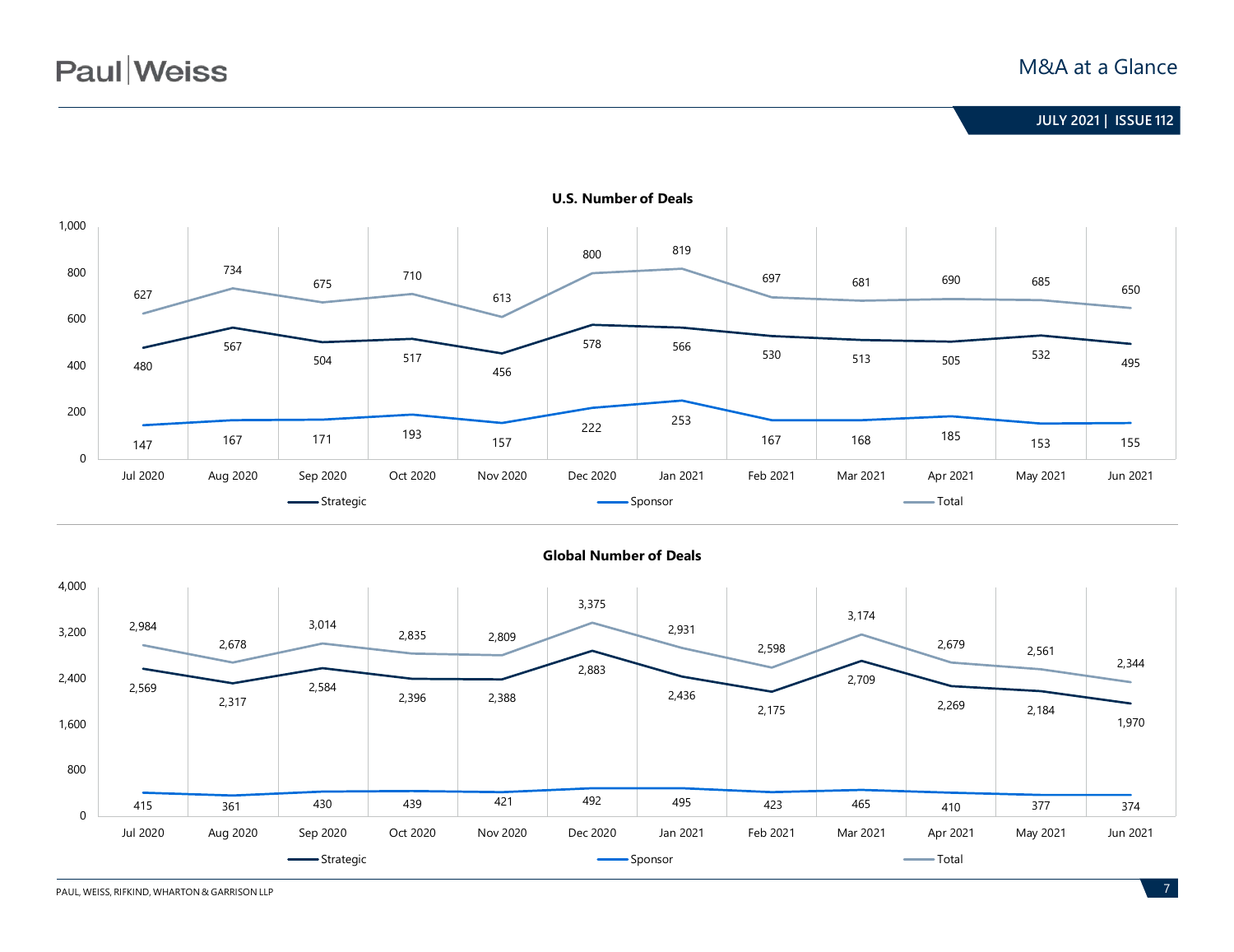## U.S. Number of Deals

| | Jul 2020 | Aug 2020 | Sep 2020 | Oct 2020 | Nov 2020 | Dec 2020 | Jan 2021 | Feb 2021 | Mar 2021 | Apr 2021 | May 2021 | Jun 2021 |
|---|---|---|---|---|---|---|---|---|---|---|---|---|
| Strategic | 480 | 567 | 504 | 517 | 456 | 578 | 566 | 530 | 513 | 505 | 532 | 495 |
| Sponsor | 147 | 167 | 171 | 193 | 157 | 222 | 253 | 167 | 168 | 185 | 153 | 155 |
| Total | 627 | 734 | 675 | 710 | 613 | 800 | 819 | 697 | 681 | 690 | 685 | 650 |

## Global Number of Deals

| | Jul 2020 | Aug 2020 | Sep 2020 | Oct 2020 | Nov 2020 | Dec 2020 | Jan 2021 | Feb 2021 | Mar 2021 | Apr 2021 | May 2021 | Jun 2021 |
|---|---|---|---|---|---|---|---|---|---|---|---|---|
| Strategic | 2,569 | 2,317 | 2,584 | 2,396 | 2,388 | 2,883 | 2,436 | 2,175 | 2,709 | 2,269 | 2,184 | 1,970 |
| Sponsor | 415 | 361 | 430 | 439 | 421 | 492 | 495 | 423 | 465 | 410 | 377 | 374 |
| Total | 2,984 | 2,678 | 3,014 | 2,835 | 2,809 | 3,375 | 2,931 | 2,598 | 3,174 | 2,679 | 2,561 | 2,344 |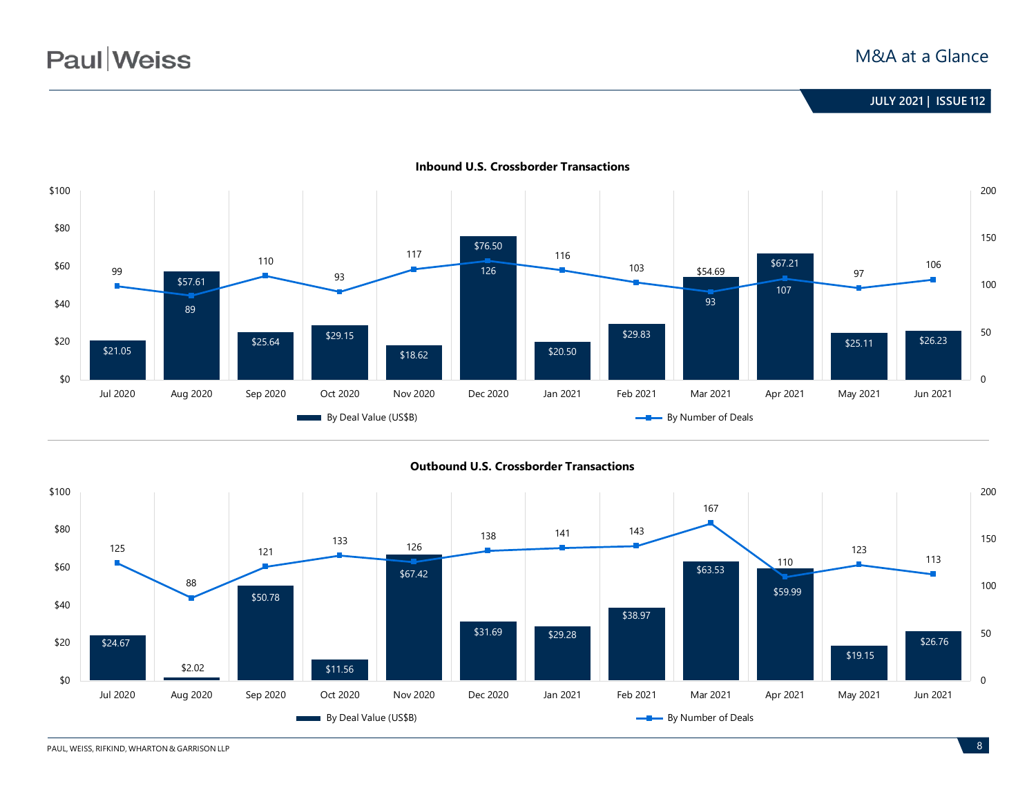### Inbound U.S. Crossborder Transactions

| Month | By Deal Value (US$B) | By Number of Deals |
|---|---|---|
| Jul 2020 | $21.05 | 99 |
| Aug 2020 | $57.61 | 89 |
| Sep 2020 | $25.64 | 110 |
| Oct 2020 | $29.15 | 93 |
| Nov 2020 | $18.62 | 117 |
| Dec 2020 | $76.50 | 126 |
| Jan 2021 | $20.50 | 116 |
| Feb 2021 | $29.83 | 103 |
| Mar 2021 | $54.69 | 93 |
| Apr 2021 | $67.21 | 107 |
| May 2021 | $25.11 | 97 |
| Jun 2021 | $26.23 | 106 |

### Outbound U.S. Crossborder Transactions

| Month | By Deal Value (US$B) | By Number of Deals |
|---|---|---|
| Jul 2020 | $24.67 | 125 |
| Aug 2020 | $2.02 | 88 |
| Sep 2020 | $50.78 | 121 |
| Oct 2020 | $11.56 | 133 |
| Nov 2020 | $67.42 | 126 |
| Dec 2020 | $31.69 | 138 |
| Jan 2021 | $29.28 | 141 |
| Feb 2021 | $38.97 | 143 |
| Mar 2021 | $63.53 | 167 |
| Apr 2021 | $59.99 | 110 |
| May 2021 | $19.15 | 123 |
| Jun 2021 | $26.76 | 113 |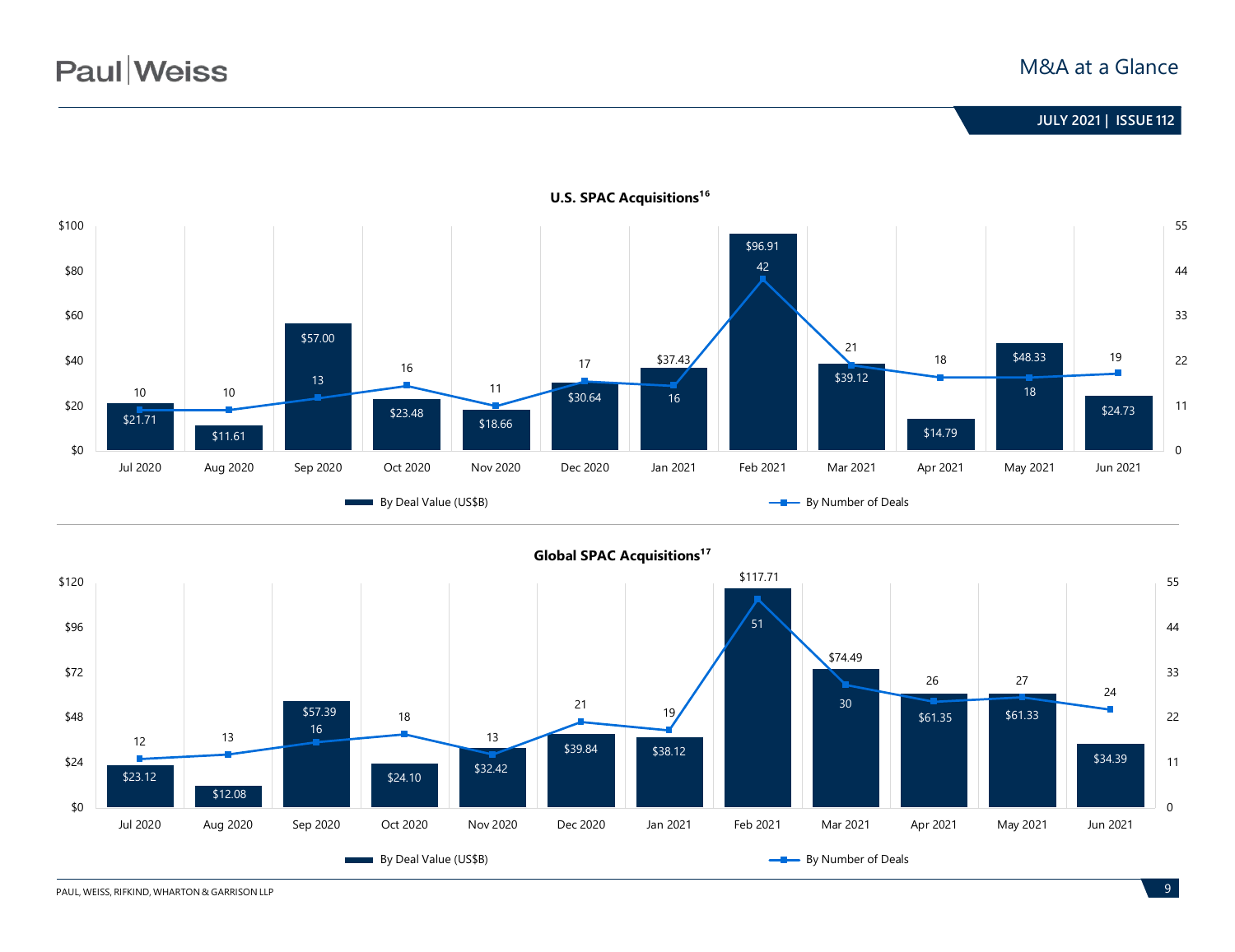## U.S. SPAC Acquisitions[16]

| Month | By Deal Value (US$B) | By Number of Deals |
|---|---|---|
| Jul 2020 | $21.71 | 10 |
| Aug 2020 | $11.61 | 10 |
| Sep 2020 | $57.00 | 13 |
| Oct 2020 | $23.48 | 16 |
| Nov 2020 | $18.66 | 11 |
| Dec 2020 | $30.64 | 17 |
| Jan 2021 | $37.43 | 16 |
| Feb 2021 | $96.91 | 42 |
| Mar 2021 | $39.12 | 21 |
| Apr 2021 | $14.79 | 18 |
| May 2021 | $48.33 | 18 |
| Jun 2021 | $24.73 | 19 |

## Global SPAC Acquisitions[17]

| Month | By Deal Value (US$B) | By Number of Deals |
|---|---|---|
| Jul 2020 | $23.12 | 12 |
| Aug 2020 | $12.08 | 13 |
| Sep 2020 | $57.39 | 16 |
| Oct 2020 | $24.10 | 18 |
| Nov 2020 | $32.42 | 13 |
| Dec 2020 | $39.84 | 21 |
| Jan 2021 | $38.12 | 19 |
| Feb 2021 | $117.71 | 51 |
| Mar 2021 | $74.49 | 30 |
| Apr 2021 | $61.35 | 26 |
| May 2021 | $61.33 | 27 |
| Jun 2021 | $34.39 | 24 |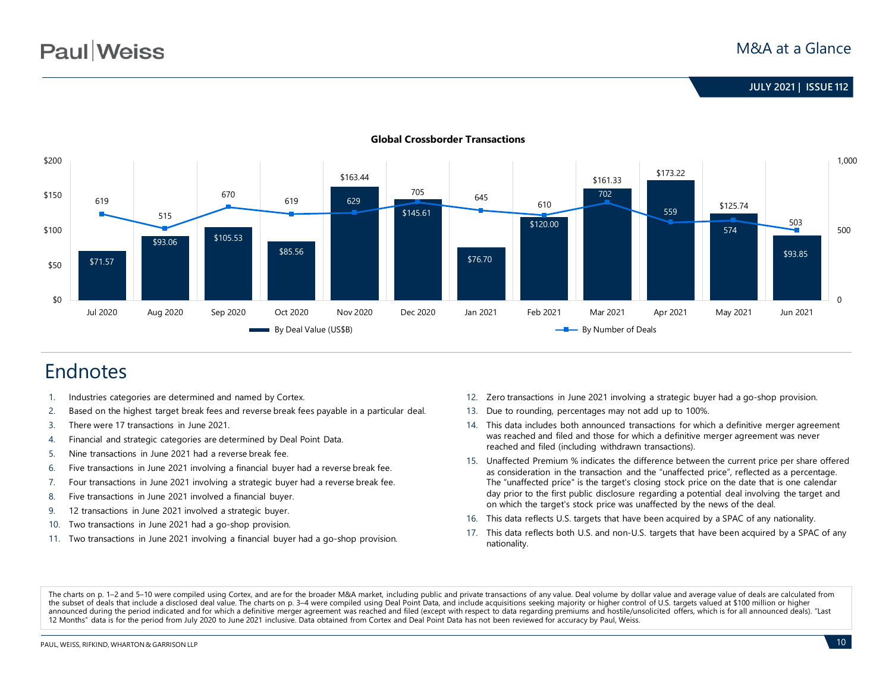## Global Crossborder Transactions

| Month | By Deal Value (US$B) | By Number of Deals |
|---|---|---|
| Jul 2020 | $71.57 | 619 |
| Aug 2020 | $93.06 | 515 |
| Sep 2020 | $105.53 | 670 |
| Oct 2020 | $85.56 | 619 |
| Nov 2020 | $163.44 | 629 |
| Dec 2020 | $145.61 | 705 |
| Jan 2021 | $76.70 | 645 |
| Feb 2021 | $120.00 | 610 |
| Mar 2021 | $161.33 | 702 |
| Apr 2021 | $173.22 | 559 |
| May 2021 | $125.74 | 574 |
| Jun 2021 | $93.85 | 503 |

# Endnotes

1. Industries categories are determined and named by Cortex.
2. Based on the highest target break fees and reverse break fees payable in a particular deal.
3. There were 17 transactions in June 2021.
4. Financial and strategic categories are determined by Deal Point Data.
5. Nine transactions in June 2021 had a reverse break fee.
6. Five transactions in June 2021 involving a financial buyer had a reverse break fee.
7. Four transactions in June 2021 involving a strategic buyer had a reverse break fee.
8. Five transactions in June 2021 involved a financial buyer.
9. 12 transactions in June 2021 involved a strategic buyer.
10. Two transactions in June 2021 had a go-shop provision.
11. Two transactions in June 2021 involving a financial buyer had a go-shop provision.
12. Zero transactions in June 2021 involving a strategic buyer had a go-shop provision.
13. Due to rounding, percentages may not add up to 100%.
14. This data includes both announced transactions for which a definitive merger agreement was reached and filed and those for which a definitive merger agreement was never reached and filed (including withdrawn transactions).
15. Unaffected Premium % indicates the difference between the current price per share offered as consideration in the transaction and the "unaffected price", reflected as a percentage. The "unaffected price" is the target's closing stock price on the date that is one calendar day prior to the first public disclosure regarding a potential deal involving the target and on which the target's stock price was unaffected by the news of the deal.
16. This data reflects U.S. targets that have been acquired by a SPAC of any nationality.
17. This data reflects both U.S. and non-U.S. targets that have been acquired by a SPAC of any nationality.

The charts on p. 1–2 and 5–10 were compiled using Cortex, and are for the broader M&A market, including public and private transactions of any value. Deal volume by dollar value and average value of deals are calculated from the subset of deals that include a disclosed deal value. The charts on p. 3–4 were compiled using Deal Point Data, and include acquisitions seeking majority or higher control of U.S. targets valued at $100 million or higher announced during the period indicated and for which a definitive merger agreement was reached and filed (except with respect to data regarding premiums and hostile/unsolicited offers, which is for all announced deals). "Last 12 Months" data is for the period from July 2020 to June 2021 inclusive. Data obtained from Cortex and Deal Point Data has not been reviewed for accuracy by Paul, Weiss.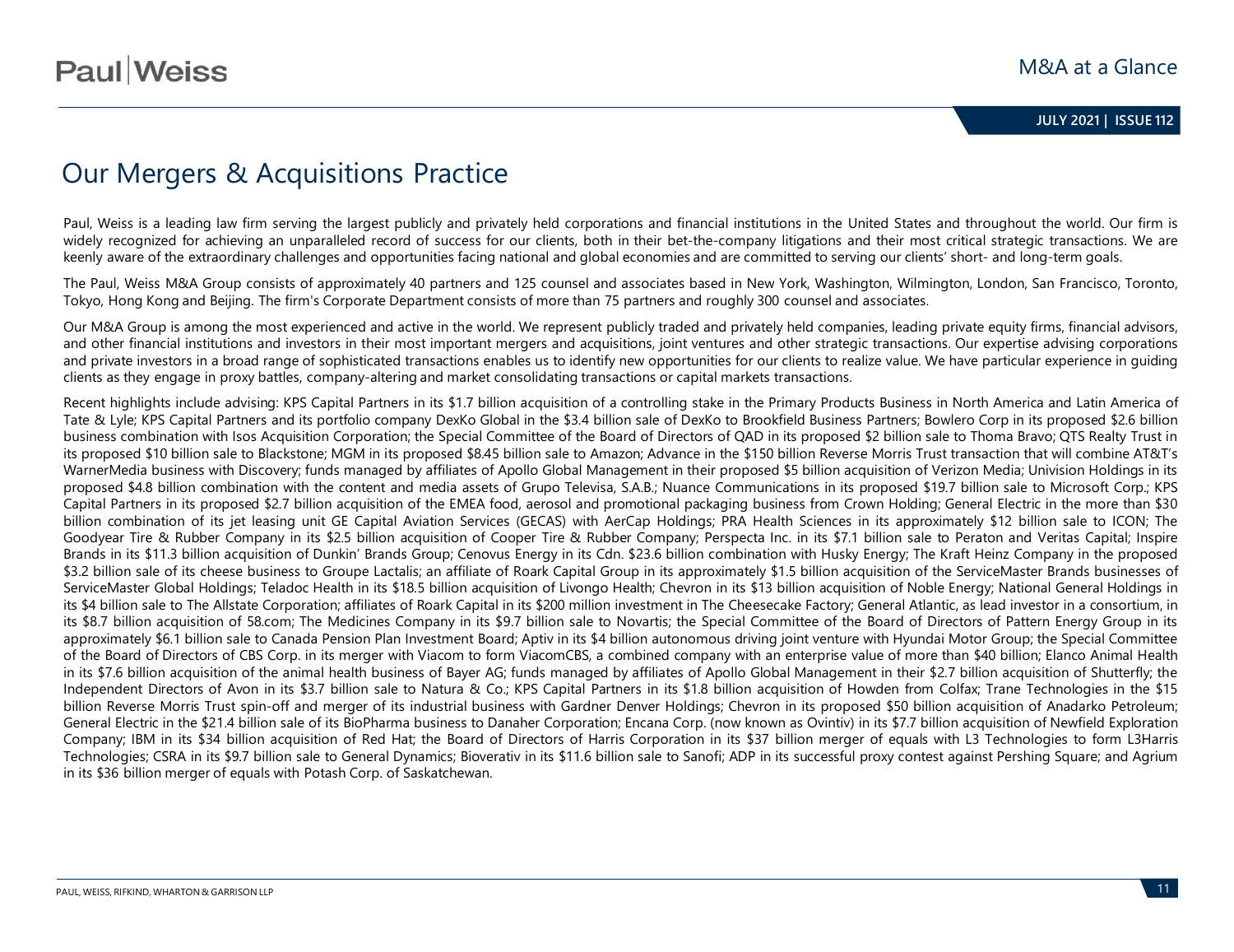# Our Mergers & Acquisitions Practice

Paul, Weiss is a leading law firm serving the largest publicly and privately held corporations and financial institutions in the United States and throughout the world. Our firm is widely recognized for achieving an unparalleled record of success for our clients, both in their bet-the-company litigations and their most critical strategic transactions. We are keenly aware of the extraordinary challenges and opportunities facing national and global economies and are committed to serving our clients' short- and long-term goals.

The Paul, Weiss M&A Group consists of approximately 40 partners and 125 counsel and associates based in New York, Washington, Wilmington, London, San Francisco, Toronto, Tokyo, Hong Kong and Beijing. The firm's Corporate Department consists of more than 75 partners and roughly 300 counsel and associates.

Our M&A Group is among the most experienced and active in the world. We represent publicly traded and privately held companies, leading private equity firms, financial advisors, and other financial institutions and investors in their most important mergers and acquisitions, joint ventures and other strategic transactions. Our expertise advising corporations and private investors in a broad range of sophisticated transactions enables us to identify new opportunities for our clients to realize value. We have particular experience in guiding clients as they engage in proxy battles, company-altering and market consolidating transactions or capital markets transactions.

Recent highlights include advising: KPS Capital Partners in its $1.7 billion acquisition of a controlling stake in the Primary Products Business in North America and Latin America of Tate & Lyle; KPS Capital Partners and its portfolio company DexKo Global in the $3.4 billion sale of DexKo to Brookfield Business Partners; Bowlero Corp in its proposed $2.6 billion business combination with Isos Acquisition Corporation; the Special Committee of the Board of Directors of QAD in its proposed $2 billion sale to Thoma Bravo; QTS Realty Trust in its proposed $10 billion sale to Blackstone; MGM in its proposed $8.45 billion sale to Amazon; Advance in the $150 billion Reverse Morris Trust transaction that will combine AT&T's WarnerMedia business with Discovery; funds managed by affiliates of Apollo Global Management in their proposed $5 billion acquisition of Verizon Media; Univision Holdings in its proposed $4.8 billion combination with the content and media assets of Grupo Televisa, S.A.B.; Nuance Communications in its proposed $19.7 billion sale to Microsoft Corp.; KPS Capital Partners in its proposed $2.7 billion acquisition of the EMEA food, aerosol and promotional packaging business from Crown Holding; General Electric in the more than $30 billion combination of its jet leasing unit GE Capital Aviation Services (GECAS) with AerCap Holdings; PRA Health Sciences in its approximately $12 billion sale to ICON; The Goodyear Tire & Rubber Company in its $2.5 billion acquisition of Cooper Tire & Rubber Company; Perspecta Inc. in its $7.1 billion sale to Peraton and Veritas Capital; Inspire Brands in its $11.3 billion acquisition of Dunkin' Brands Group; Cenovus Energy in its Cdn. $23.6 billion combination with Husky Energy; The Kraft Heinz Company in the proposed $3.2 billion sale of its cheese business to Groupe Lactalis; an affiliate of Roark Capital Group in its approximately $1.5 billion acquisition of the ServiceMaster Brands businesses of ServiceMaster Global Holdings; Teladoc Health in its $18.5 billion acquisition of Livongo Health; Chevron in its $13 billion acquisition of Noble Energy; National General Holdings in its $4 billion sale to The Allstate Corporation; affiliates of Roark Capital in its $200 million investment in The Cheesecake Factory; General Atlantic, as lead investor in a consortium, in its $8.7 billion acquisition of 58.com; The Medicines Company in its $9.7 billion sale to Novartis; the Special Committee of the Board of Directors of Pattern Energy Group in its approximately $6.1 billion sale to Canada Pension Plan Investment Board; Aptiv in its $4 billion autonomous driving joint venture with Hyundai Motor Group; the Special Committee of the Board of Directors of CBS Corp. in its merger with Viacom to form ViacomCBS, a combined company with an enterprise value of more than $40 billion; Elanco Animal Health in its $7.6 billion acquisition of the animal health business of Bayer AG; funds managed by affiliates of Apollo Global Management in their $2.7 billion acquisition of Shutterfly; the Independent Directors of Avon in its $3.7 billion sale to Natura & Co.; KPS Capital Partners in its $1.8 billion acquisition of Howden from Colfax; Trane Technologies in the $15 billion Reverse Morris Trust spin-off and merger of its industrial business with Gardner Denver Holdings; Chevron in its proposed $50 billion acquisition of Anadarko Petroleum; General Electric in the $21.4 billion sale of its BioPharma business to Danaher Corporation; Encana Corp. (now known as Ovintiv) in its $7.7 billion acquisition of Newfield Exploration Company; IBM in its $34 billion acquisition of Red Hat; the Board of Directors of Harris Corporation in its $37 billion merger of equals with L3 Technologies to form L3Harris Technologies; CSRA in its $9.7 billion sale to General Dynamics; Bioverativ in its $11.6 billion sale to Sanofi; ADP in its successful proxy contest against Pershing Square; and Agrium in its $36 billion merger of equals with Potash Corp. of Saskatchewan.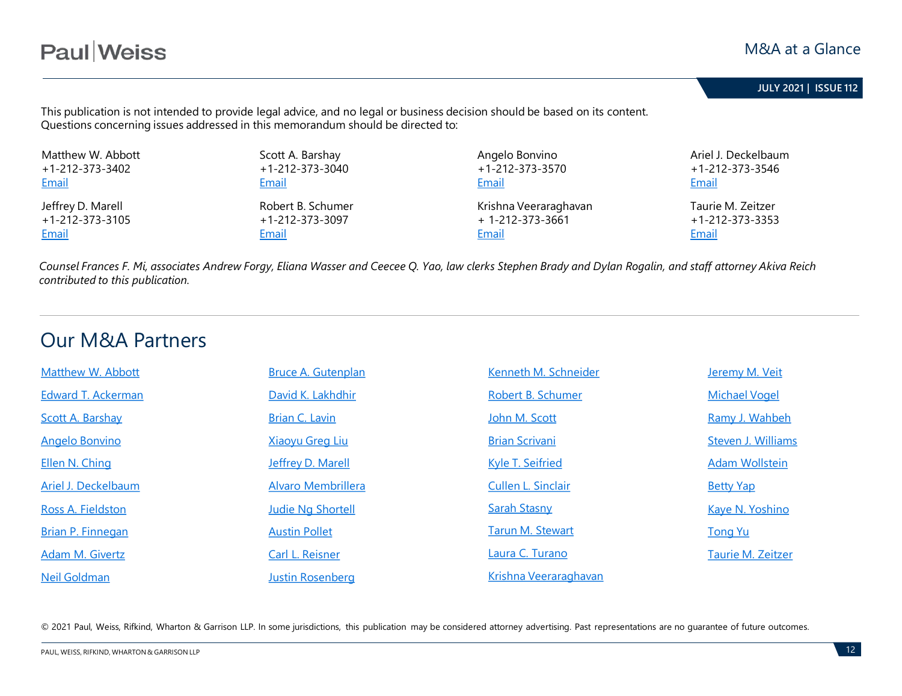This publication is not intended to provide legal advice, and no legal or business decision should be based on its content. Questions concerning issues addressed in this memorandum should be directed to:

Matthew W. Abbott
+1-212-373-3402
Email

Scott A. Barshay
+1-212-373-3040
Email

Angelo Bonvino
+1-212-373-3570
Email

Ariel J. Deckelbaum
+1-212-373-3546
Email

Jeffrey D. Marell
+1-212-373-3105
Email

Robert B. Schumer
+1-212-373-3097
Email

Krishna Veeraraghavan
+ 1-212-373-3661
Email

Taurie M. Zeitzer
+1-212-373-3353
Email

*Counsel Frances F. Mi, associates Andrew Forgy, Eliana Wasser and Ceecee Q. Yao, law clerks Stephen Brady and Dylan Rogalin, and staff attorney Akiva Reich contributed to this publication.*

## Our M&A Partners

Matthew W. Abbott
Edward T. Ackerman
Scott A. Barshay
Angelo Bonvino
Ellen N. Ching
Ariel J. Deckelbaum
Ross A. Fieldston
Brian P. Finnegan
Adam M. Givertz
Neil Goldman

Bruce A. Gutenplan
David K. Lakhdhir
Brian C. Lavin
Xiaoyu Greg Liu
Jeffrey D. Marell
Alvaro Membrillera
Judie Ng Shortell
Austin Pollet
Carl L. Reisner
Justin Rosenberg

Kenneth M. Schneider
Robert B. Schumer
John M. Scott
Brian Scrivani
Kyle T. Seifried
Cullen L. Sinclair
Sarah Stasny
Tarun M. Stewart
Laura C. Turano
Krishna Veeraraghavan

Jeremy M. Veit
Michael Vogel
Ramy J. Wahbeh
Steven J. Williams
Adam Wollstein
Betty Yap
Kaye N. Yoshino
Tong Yu
Taurie M. Zeitzer

© 2021 Paul, Weiss, Rifkind, Wharton & Garrison LLP. In some jurisdictions, this publication may be considered attorney advertising. Past representations are no guarantee of future outcomes.